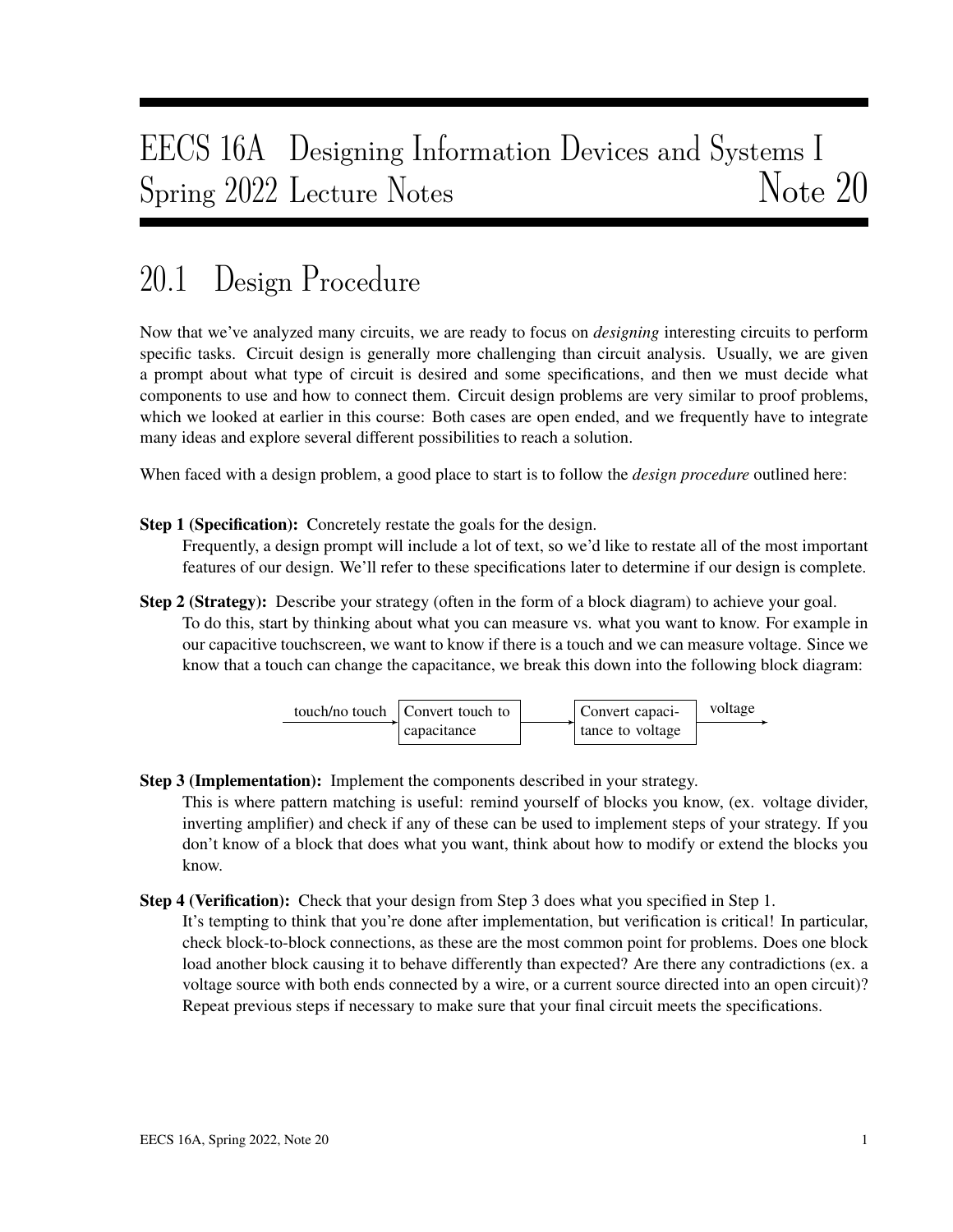# EECS 16A Designing Information Devices and Systems I
# Spring 2022 Lecture Notes — Note 20

## 20.1 Design Procedure

Now that we've analyzed many circuits, we are ready to focus on *designing* interesting circuits to perform specific tasks. Circuit design is generally more challenging than circuit analysis. Usually, we are given a prompt about what type of circuit is desired and some specifications, and then we must decide what components to use and how to connect them. Circuit design problems are very similar to proof problems, which we looked at earlier in this course: Both cases are open ended, and we frequently have to integrate many ideas and explore several different possibilities to reach a solution.

When faced with a design problem, a good place to start is to follow the *design procedure* outlined here:

**Step 1 (Specification):** Concretely restate the goals for the design.
Frequently, a design prompt will include a lot of text, so we'd like to restate all of the most important features of our design. We'll refer to these specifications later to determine if our design is complete.

**Step 2 (Strategy):** Describe your strategy (often in the form of a block diagram) to achieve your goal.
To do this, start by thinking about what you can measure vs. what you want to know. For example in our capacitive touchscreen, we want to know if there is a touch and we can measure voltage. Since we know that a touch can change the capacitance, we break this down into the following block diagram:

touch/no touch → [Convert touch to capacitance] → [Convert capacitance to voltage] → voltage

**Step 3 (Implementation):** Implement the components described in your strategy.
This is where pattern matching is useful: remind yourself of blocks you know, (ex. voltage divider, inverting amplifier) and check if any of these can be used to implement steps of your strategy. If you don't know of a block that does what you want, think about how to modify or extend the blocks you know.

**Step 4 (Verification):** Check that your design from Step 3 does what you specified in Step 1.
It's tempting to think that you're done after implementation, but verification is critical! In particular, check block-to-block connections, as these are the most common point for problems. Does one block load another block causing it to behave differently than expected? Are there any contradictions (ex. a voltage source with both ends connected by a wire, or a current source directed into an open circuit)? Repeat previous steps if necessary to make sure that your final circuit meets the specifications.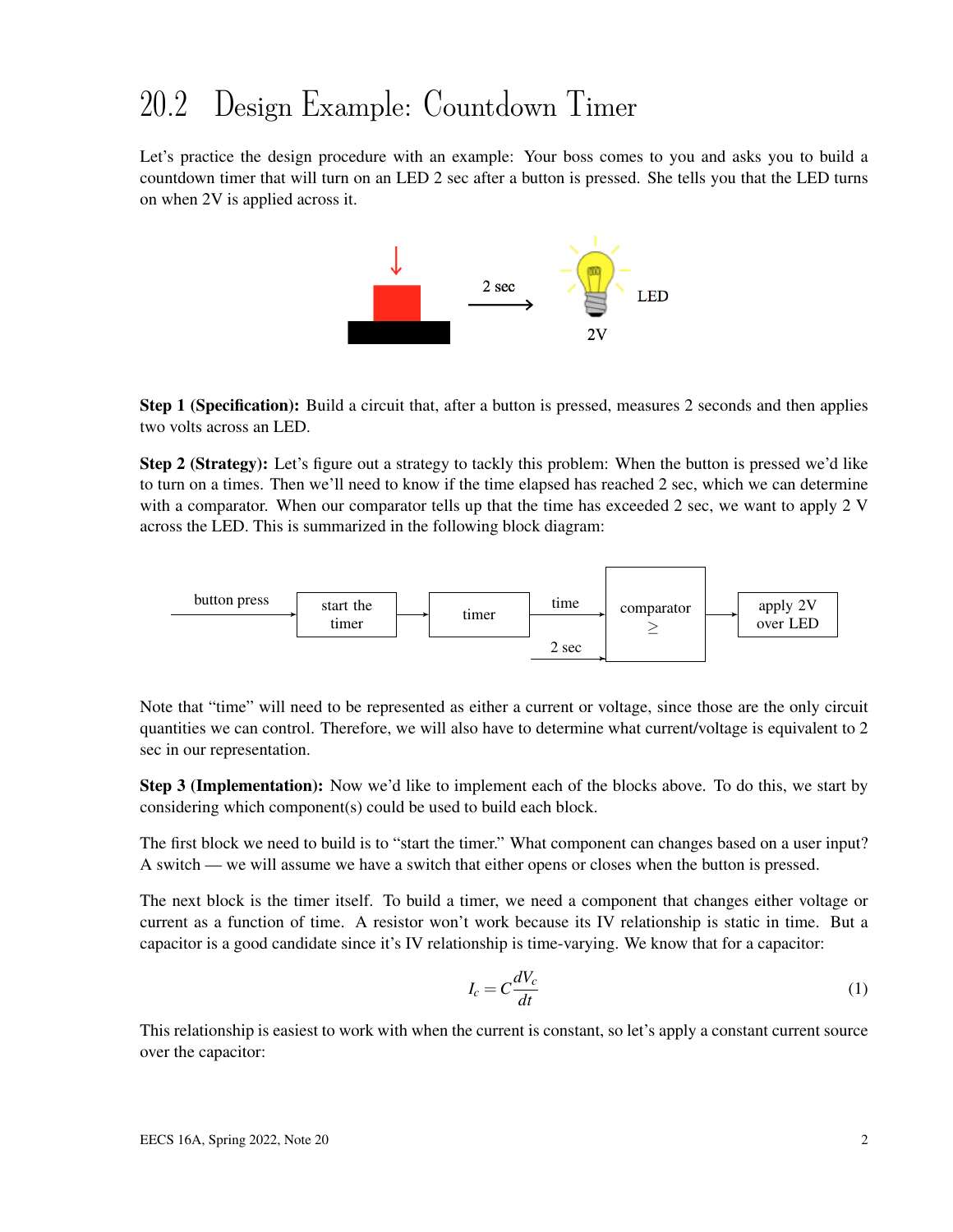## 20.2 Design Example: Countdown Timer

Let's practice the design procedure with an example: Your boss comes to you and asks you to build a countdown timer that will turn on an LED 2 sec after a button is pressed. She tells you that the LED turns on when 2V is applied across it.

**Step 1 (Specification):** Build a circuit that, after a button is pressed, measures 2 seconds and then applies two volts across an LED.

**Step 2 (Strategy):** Let's figure out a strategy to tackly this problem: When the button is pressed we'd like to turn on a times. Then we'll need to know if the time elapsed has reached 2 sec, which we can determine with a comparator. When our comparator tells up that the time has exceeded 2 sec, we want to apply 2 V across the LED. This is summarized in the following block diagram:

Note that "time" will need to be represented as either a current or voltage, since those are the only circuit quantities we can control. Therefore, we will also have to determine what current/voltage is equivalent to 2 sec in our representation.

**Step 3 (Implementation):** Now we'd like to implement each of the blocks above. To do this, we start by considering which component(s) could be used to build each block.

The first block we need to build is to "start the timer." What component can changes based on a user input? A switch — we will assume we have a switch that either opens or closes when the button is pressed.

The next block is the timer itself. To build a timer, we need a component that changes either voltage or current as a function of time. A resistor won't work because its IV relationship is static in time. But a capacitor is a good candidate since it's IV relationship is time-varying. We know that for a capacitor:

$$I_c = C\frac{dV_c}{dt} \tag{1}$$

This relationship is easiest to work with when the current is constant, so let's apply a constant current source over the capacitor: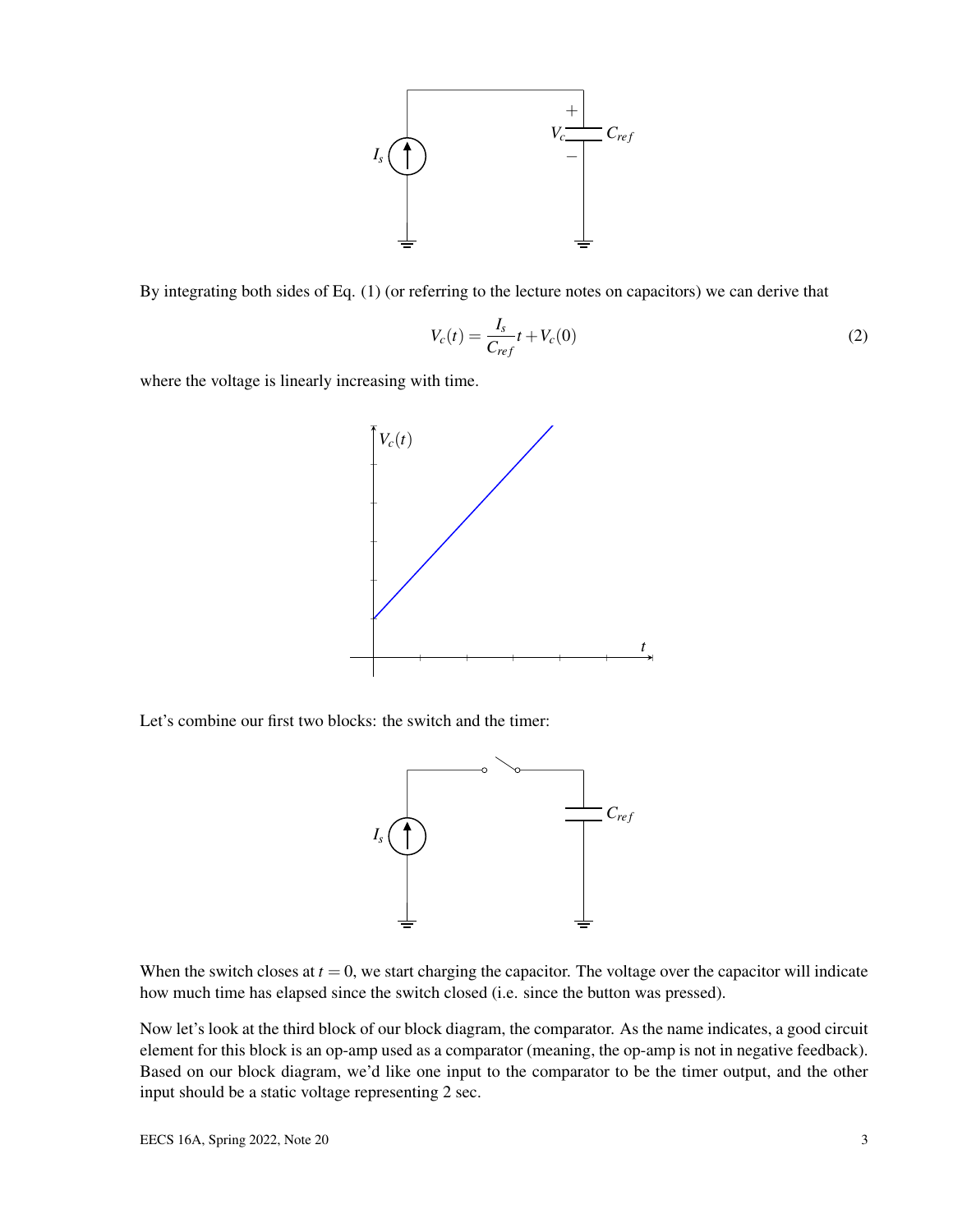By integrating both sides of Eq. (1) (or referring to the lecture notes on capacitors) we can derive that

$$V_c(t) = \frac{I_s}{C_{ref}} t + V_c(0) \tag{2}$$

where the voltage is linearly increasing with time.

Let's combine our first two blocks: the switch and the timer:

When the switch closes at $t = 0$, we start charging the capacitor. The voltage over the capacitor will indicate how much time has elapsed since the switch closed (i.e. since the button was pressed).

Now let's look at the third block of our block diagram, the comparator. As the name indicates, a good circuit element for this block is an op-amp used as a comparator (meaning, the op-amp is not in negative feedback). Based on our block diagram, we'd like one input to the comparator to be the timer output, and the other input should be a static voltage representing 2 sec.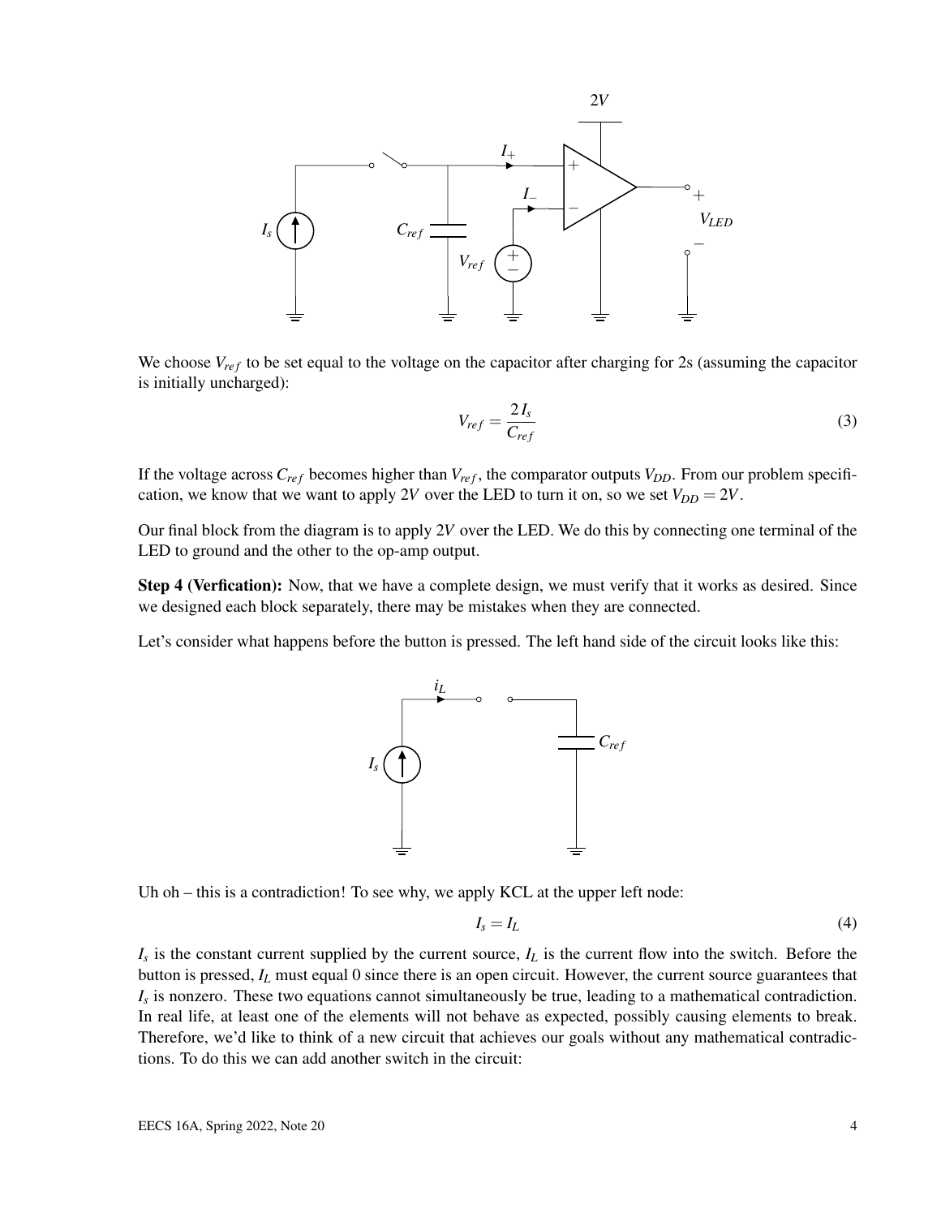We choose $V_{ref}$ to be set equal to the voltage on the capacitor after charging for 2s (assuming the capacitor is initially uncharged):

$$V_{ref} = \frac{2\,I_s}{C_{ref}} \tag{3}$$

If the voltage across $C_{ref}$ becomes higher than $V_{ref}$, the comparator outputs $V_{DD}$. From our problem specification, we know that we want to apply $2V$ over the LED to turn it on, so we set $V_{DD} = 2V$.

Our final block from the diagram is to apply $2V$ over the LED. We do this by connecting one terminal of the LED to ground and the other to the op-amp output.

**Step 4 (Verfication):** Now, that we have a complete design, we must verify that it works as desired. Since we designed each block separately, there may be mistakes when they are connected.

Let's consider what happens before the button is pressed. The left hand side of the circuit looks like this:

Uh oh – this is a contradiction! To see why, we apply KCL at the upper left node:

$$I_s = I_L \tag{4}$$

$I_s$ is the constant current supplied by the current source, $I_L$ is the current flow into the switch. Before the button is pressed, $I_L$ must equal 0 since there is an open circuit. However, the current source guarantees that $I_s$ is nonzero. These two equations cannot simultaneously be true, leading to a mathematical contradiction. In real life, at least one of the elements will not behave as expected, possibly causing elements to break. Therefore, we'd like to think of a new circuit that achieves our goals without any mathematical contradictions. To do this we can add another switch in the circuit: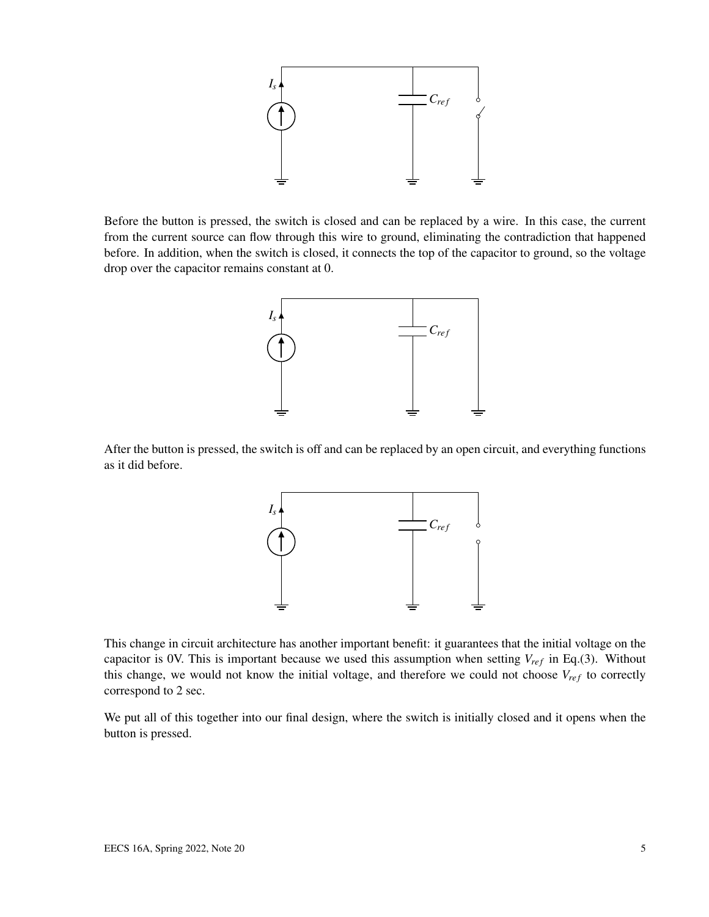Before the button is pressed, the switch is closed and can be replaced by a wire. In this case, the current from the current source can flow through this wire to ground, eliminating the contradiction that happened before. In addition, when the switch is closed, it connects the top of the capacitor to ground, so the voltage drop over the capacitor remains constant at 0.

After the button is pressed, the switch is off and can be replaced by an open circuit, and everything functions as it did before.

This change in circuit architecture has another important benefit: it guarantees that the initial voltage on the capacitor is 0V. This is important because we used this assumption when setting $V_{ref}$ in Eq.(3). Without this change, we would not know the initial voltage, and therefore we could not choose $V_{ref}$ to correctly correspond to 2 sec.

We put all of this together into our final design, where the switch is initially closed and it opens when the button is pressed.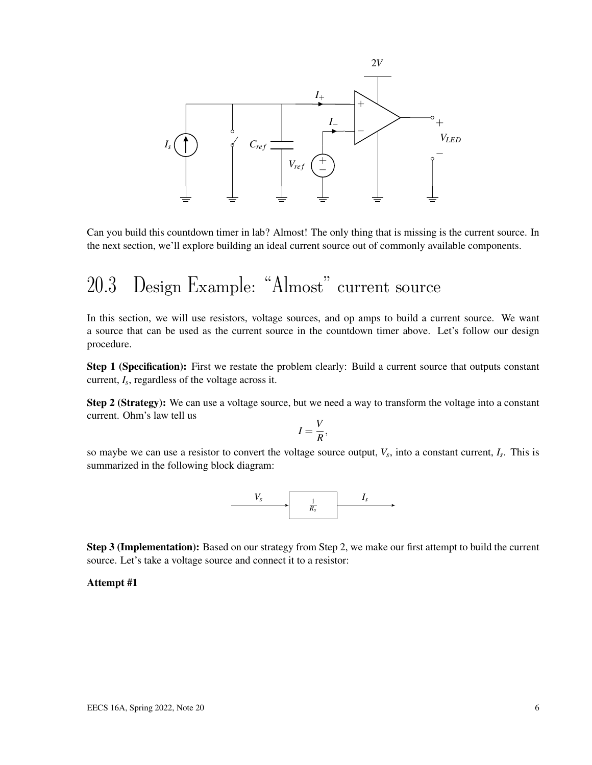Can you build this countdown timer in lab? Almost! The only thing that is missing is the current source. In the next section, we'll explore building an ideal current source out of commonly available components.

## 20.3 Design Example: "Almost" current source

In this section, we will use resistors, voltage sources, and op amps to build a current source. We want a source that can be used as the current source in the countdown timer above. Let's follow our design procedure.

**Step 1 (Specification):** First we restate the problem clearly: Build a current source that outputs constant current, $I_s$, regardless of the voltage across it.

**Step 2 (Strategy):** We can use a voltage source, but we need a way to transform the voltage into a constant current. Ohm's law tell us

$$I = \frac{V}{R},$$

so maybe we can use a resistor to convert the voltage source output, $V_s$, into a constant current, $I_s$. This is summarized in the following block diagram:

**Step 3 (Implementation):** Based on our strategy from Step 2, we make our first attempt to build the current source. Let's take a voltage source and connect it to a resistor:

**Attempt #1**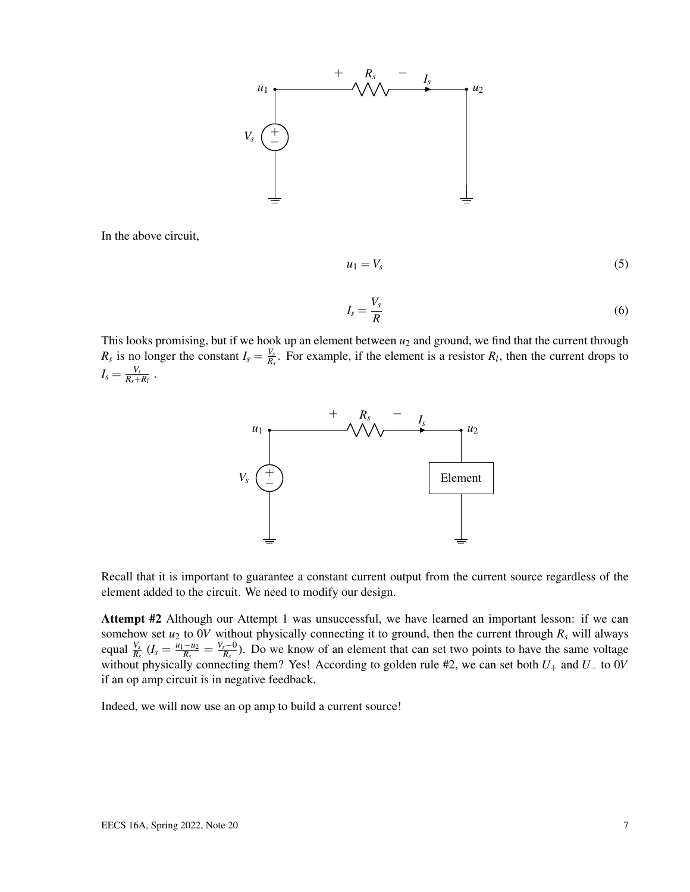In the above circuit,

$$u_1 = V_s \tag{5}$$

$$I_s = \frac{V_s}{R} \tag{6}$$

This looks promising, but if we hook up an element between $u_2$ and ground, we find that the current through $R_s$ is no longer the constant $I_s = \frac{V_s}{R_s}$. For example, if the element is a resistor $R_l$, then the current drops to $I_s = \frac{V_s}{R_s + R_l}$ .

Recall that it is important to guarantee a constant current output from the current source regardless of the element added to the circuit. We need to modify our design.

**Attempt #2** Although our Attempt 1 was unsuccessful, we have learned an important lesson: if we can somehow set $u_2$ to $0V$ without physically connecting it to ground, then the current through $R_s$ will always equal $\frac{V_s}{R_s}$ ($I_s = \frac{u_1 - u_2}{R_s} = \frac{V_s - 0}{R_s}$). Do we know of an element that can set two points to have the same voltage without physically connecting them? Yes! According to golden rule #2, we can set both $U_+$ and $U_-$ to $0V$ if an op amp circuit is in negative feedback.

Indeed, we will now use an op amp to build a current source!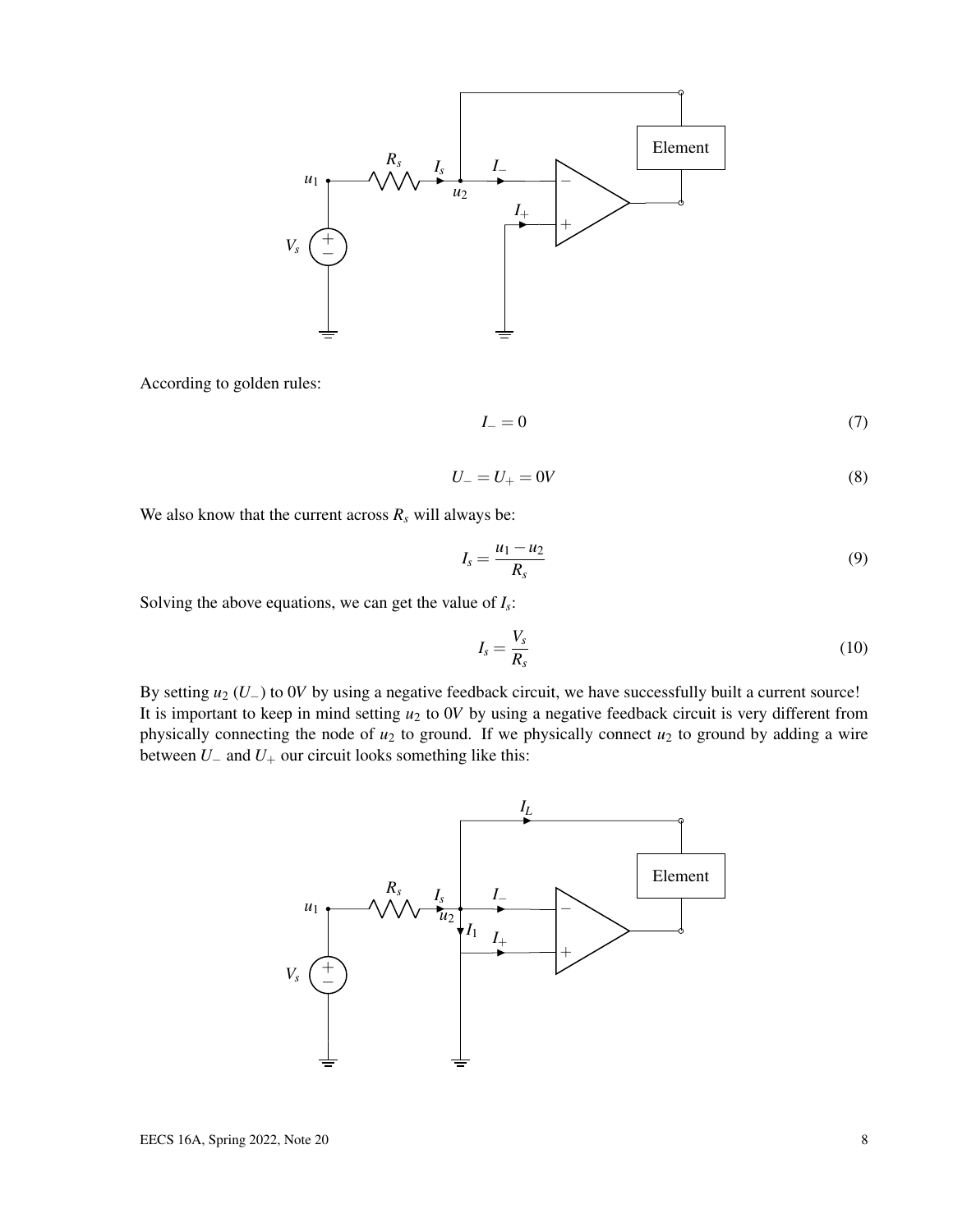According to golden rules:

$$I_- = 0 \tag{7}$$

$$U_- = U_+ = 0V \tag{8}$$

We also know that the current across $R_s$ will always be:

$$I_s = \frac{u_1 - u_2}{R_s} \tag{9}$$

Solving the above equations, we can get the value of $I_s$:

$$I_s = \frac{V_s}{R_s} \tag{10}$$

By setting $u_2$ ($U_-$) to $0V$ by using a negative feedback circuit, we have successfully built a current source! It is important to keep in mind setting $u_2$ to $0V$ by using a negative feedback circuit is very different from physically connecting the node of $u_2$ to ground. If we physically connect $u_2$ to ground by adding a wire between $U_-$ and $U_+$ our circuit looks something like this: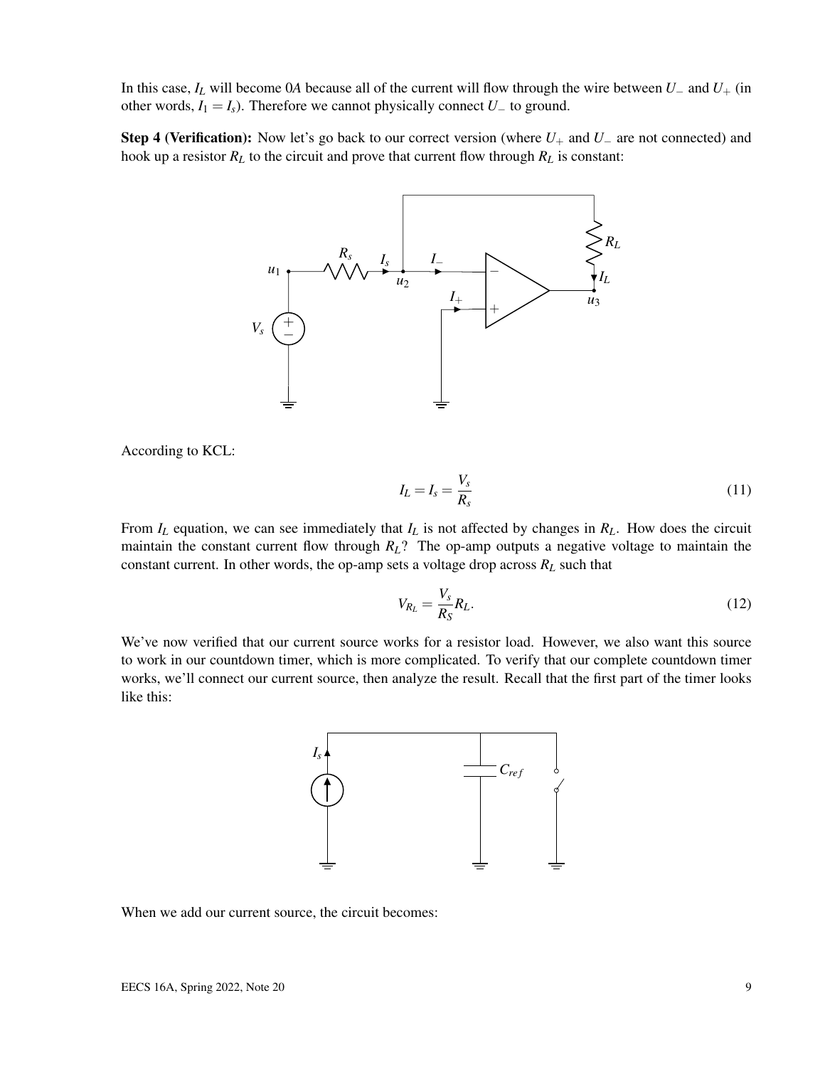In this case, $I_L$ will become $0A$ because all of the current will flow through the wire between $U_-$ and $U_+$ (in other words, $I_1 = I_s$). Therefore we cannot physically connect $U_-$ to ground.

**Step 4 (Verification):** Now let's go back to our correct version (where $U_+$ and $U_-$ are not connected) and hook up a resistor $R_L$ to the circuit and prove that current flow through $R_L$ is constant:

According to KCL:

$$I_L = I_s = \frac{V_s}{R_s} \tag{11}$$

From $I_L$ equation, we can see immediately that $I_L$ is not affected by changes in $R_L$. How does the circuit maintain the constant current flow through $R_L$? The op-amp outputs a negative voltage to maintain the constant current. In other words, the op-amp sets a voltage drop across $R_L$ such that

$$V_{R_L} = \frac{V_s}{R_S} R_L. \tag{12}$$

We've now verified that our current source works for a resistor load. However, we also want this source to work in our countdown timer, which is more complicated. To verify that our complete countdown timer works, we'll connect our current source, then analyze the result. Recall that the first part of the timer looks like this:

When we add our current source, the circuit becomes: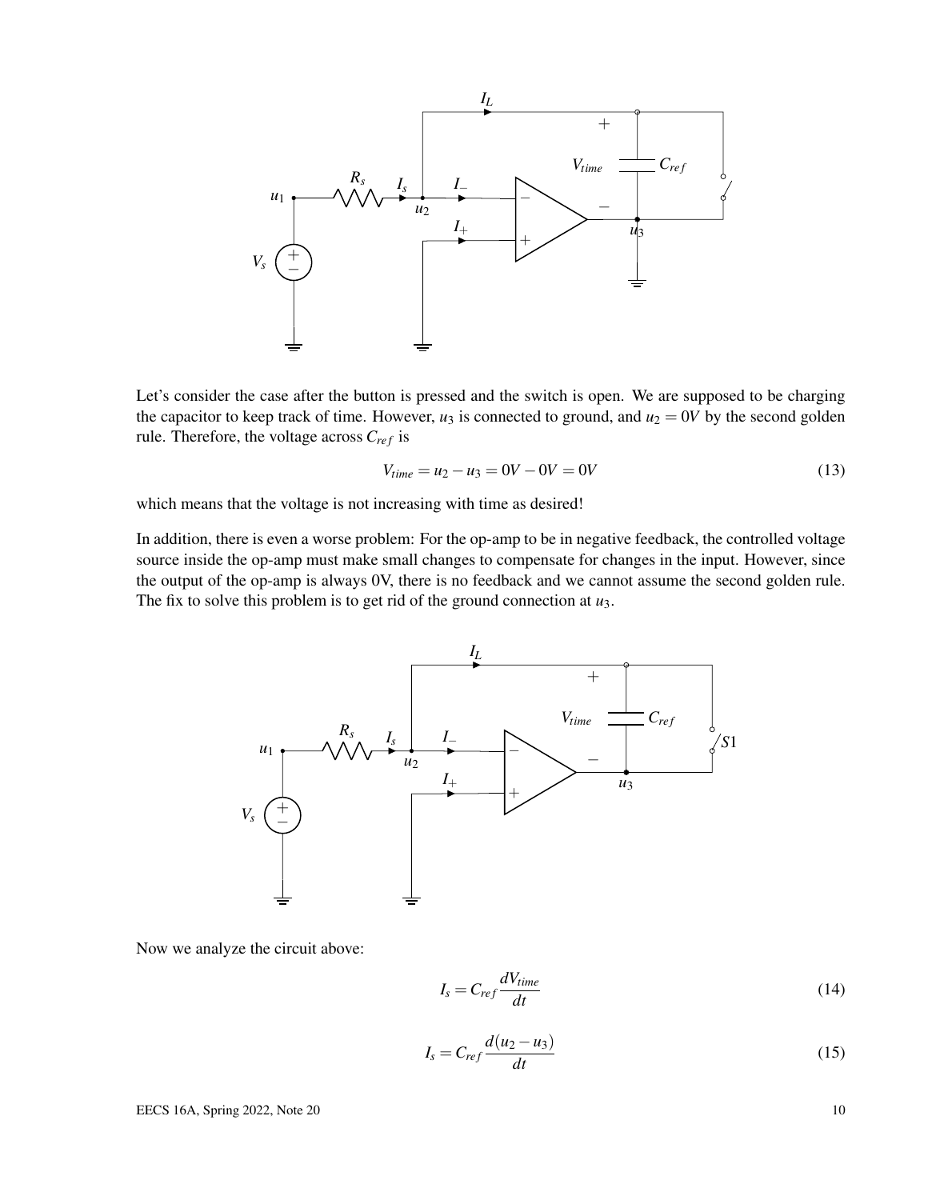Let's consider the case after the button is pressed and the switch is open. We are supposed to be charging the capacitor to keep track of time. However, $u_3$ is connected to ground, and $u_2 = 0V$ by the second golden rule. Therefore, the voltage across $C_{ref}$ is

$$V_{time} = u_2 - u_3 = 0V - 0V = 0V \tag{13}$$

which means that the voltage is not increasing with time as desired!

In addition, there is even a worse problem: For the op-amp to be in negative feedback, the controlled voltage source inside the op-amp must make small changes to compensate for changes in the input. However, since the output of the op-amp is always 0V, there is no feedback and we cannot assume the second golden rule. The fix to solve this problem is to get rid of the ground connection at $u_3$.

Now we analyze the circuit above:

$$I_s = C_{ref} \frac{dV_{time}}{dt} \tag{14}$$

$$I_s = C_{ref} \frac{d(u_2 - u_3)}{dt} \tag{15}$$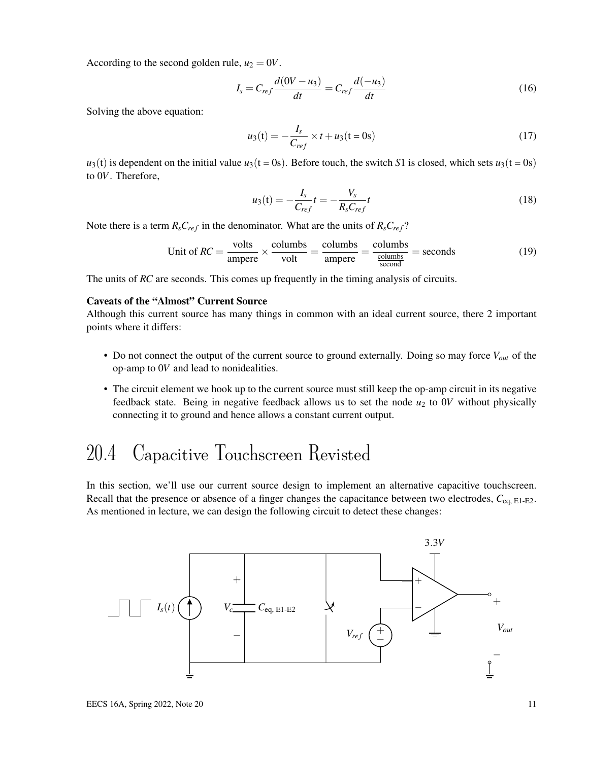According to the second golden rule, $u_2 = 0V$.

$$I_s = C_{ref} \frac{d(0V - u_3)}{dt} = C_{ref} \frac{d(-u_3)}{dt} \tag{16}$$

Solving the above equation:

$$u_3(\text{t}) = -\frac{I_s}{C_{ref}} \times t + u_3(\text{t = 0s}) \tag{17}$$

$u_3(\text{t})$ is dependent on the initial value $u_3(\text{t = 0s})$. Before touch, the switch $S1$ is closed, which sets $u_3(\text{t = 0s})$ to $0V$. Therefore,

$$u_3(\text{t}) = -\frac{I_s}{C_{ref}} t = -\frac{V_s}{R_s C_{ref}} t \tag{18}$$

Note there is a term $R_s C_{ref}$ in the denominator. What are the units of $R_s C_{ref}$?

$$\text{Unit of } RC = \frac{\text{volts}}{\text{ampere}} \times \frac{\text{columbs}}{\text{volt}} = \frac{\text{columbs}}{\text{ampere}} = \frac{\text{columbs}}{\frac{\text{columbs}}{\text{second}}} = \text{seconds} \tag{19}$$

The units of $RC$ are seconds. This comes up frequently in the timing analysis of circuits.

**Caveats of the "Almost" Current Source**

Although this current source has many things in common with an ideal current source, there 2 important points where it differs:

- Do not connect the output of the current source to ground externally. Doing so may force $V_{out}$ of the op-amp to $0V$ and lead to nonidealities.
- The circuit element we hook up to the current source must still keep the op-amp circuit in its negative feedback state. Being in negative feedback allows us to set the node $u_2$ to $0V$ without physically connecting it to ground and hence allows a constant current output.

# 20.4 Capacitive Touchscreen Revisted

In this section, we'll use our current source design to implement an alternative capacitive touchscreen. Recall that the presence or absence of a finger changes the capacitance between two electrodes, $C_{\text{eq, E1-E2}}$. As mentioned in lecture, we can design the following circuit to detect these changes: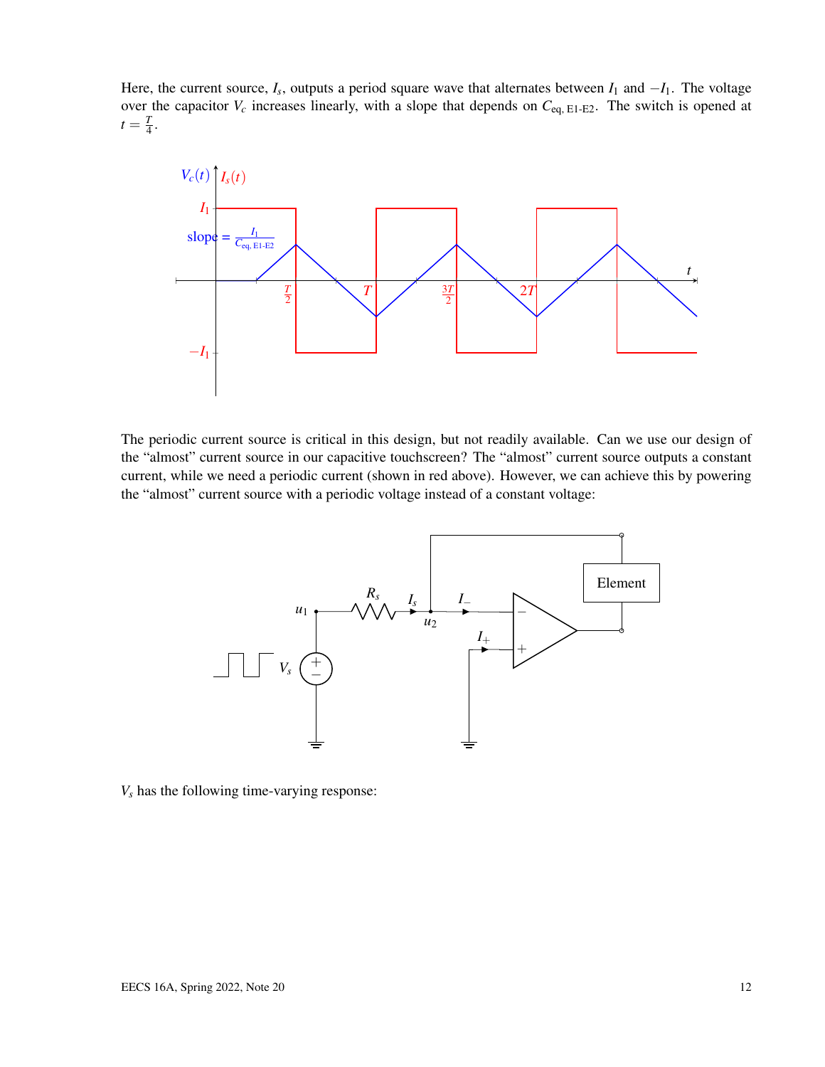Here, the current source, $I_s$, outputs a period square wave that alternates between $I_1$ and $-I_1$. The voltage over the capacitor $V_c$ increases linearly, with a slope that depends on $C_{\text{eq, E1-E2}}$. The switch is opened at $t = \frac{T}{4}$.

The periodic current source is critical in this design, but not readily available. Can we use our design of the "almost" current source in our capacitive touchscreen? The "almost" current source outputs a constant current, while we need a periodic current (shown in red above). However, we can achieve this by powering the "almost" current source with a periodic voltage instead of a constant voltage:

$V_s$ has the following time-varying response: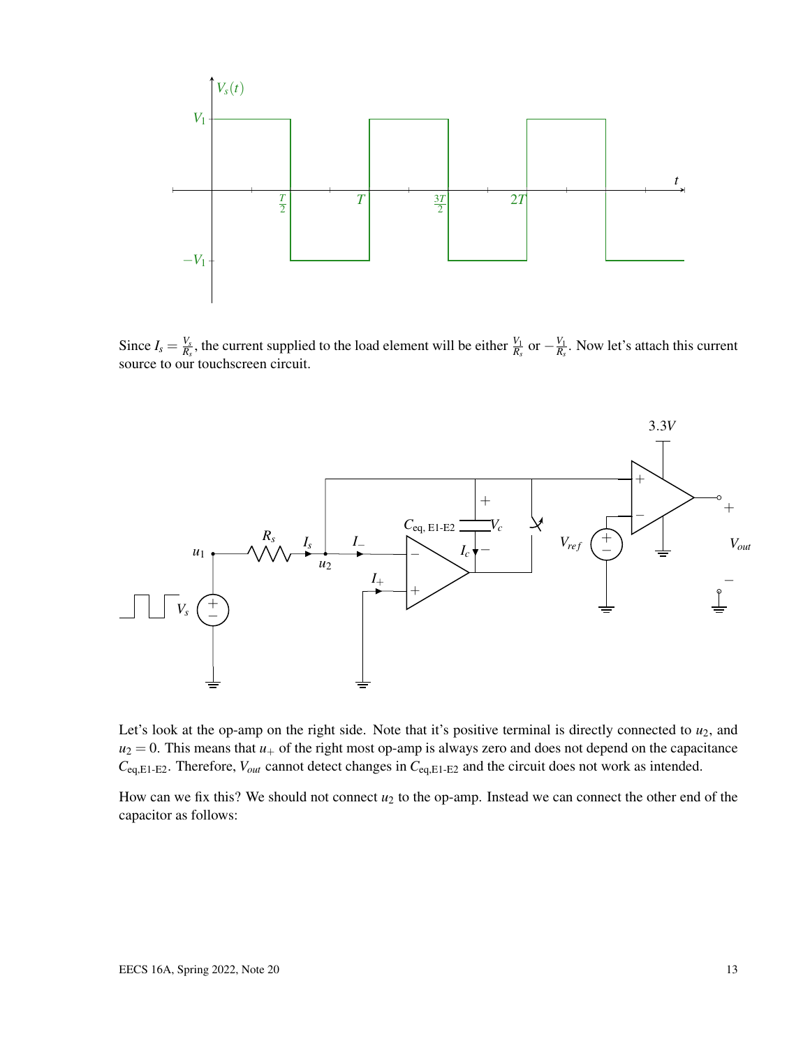Since $I_s = \frac{V_s}{R_s}$, the current supplied to the load element will be either $\frac{V_1}{R_s}$ or $-\frac{V_1}{R_s}$. Now let's attach this current source to our touchscreen circuit.

Let's look at the op-amp on the right side. Note that it's positive terminal is directly connected to $u_2$, and $u_2 = 0$. This means that $u_+$ of the right most op-amp is always zero and does not depend on the capacitance $C_{\text{eq,E1-E2}}$. Therefore, $V_{out}$ cannot detect changes in $C_{\text{eq,E1-E2}}$ and the circuit does not work as intended.

How can we fix this? We should not connect $u_2$ to the op-amp. Instead we can connect the other end of the capacitor as follows: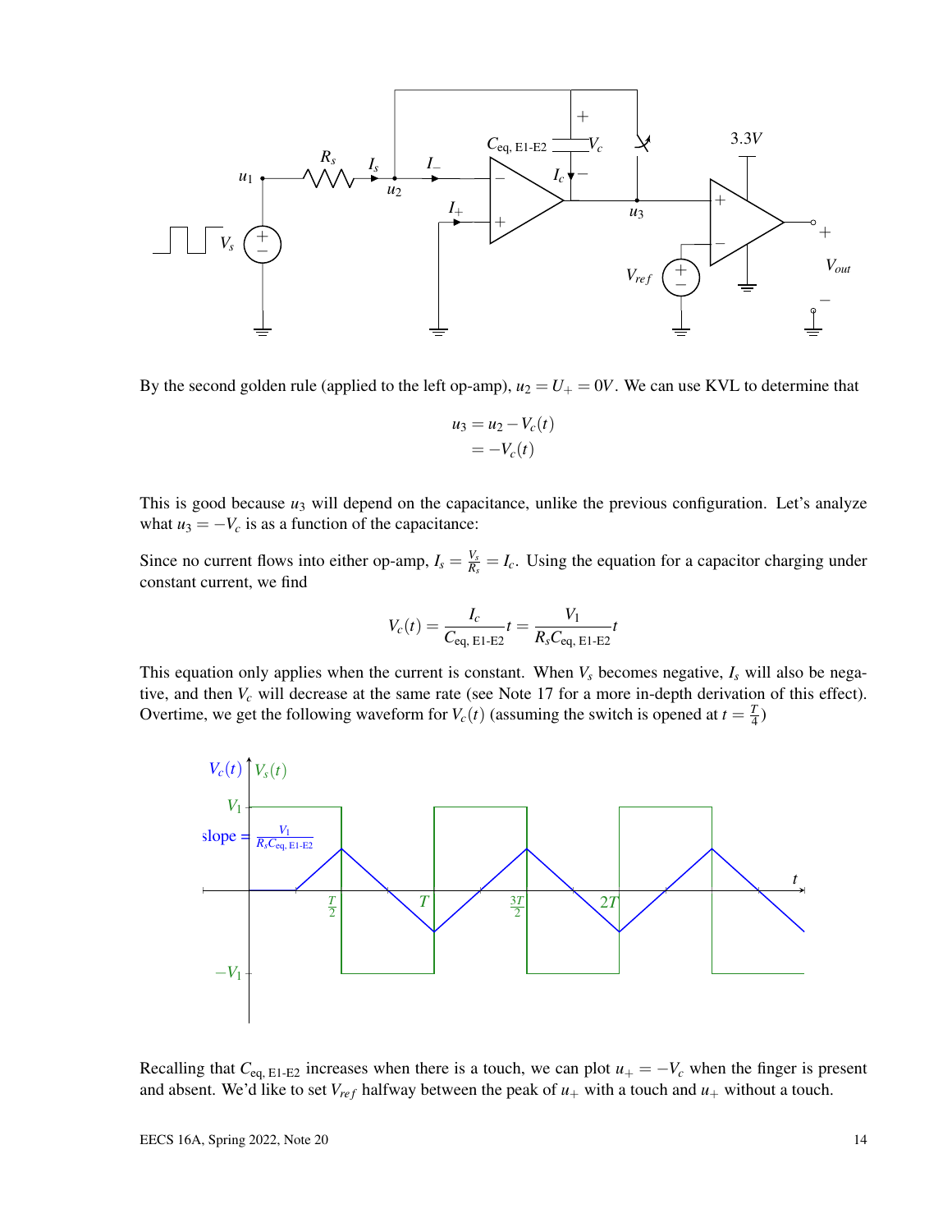By the second golden rule (applied to the left op-amp), $u_2 = U_+ = 0V$. We can use KVL to determine that

$$
\begin{aligned}
u_3 &= u_2 - V_c(t) \\
&= -V_c(t)
\end{aligned}
$$

This is good because $u_3$ will depend on the capacitance, unlike the previous configuration. Let's analyze what $u_3 = -V_c$ is as a function of the capacitance:

Since no current flows into either op-amp, $I_s = \frac{V_s}{R_s} = I_c$. Using the equation for a capacitor charging under constant current, we find

$$
V_c(t) = \frac{I_c}{C_{\text{eq, E1-E2}}} t = \frac{V_1}{R_s C_{\text{eq, E1-E2}}} t
$$

This equation only applies when the current is constant. When $V_s$ becomes negative, $I_s$ will also be negative, and then $V_c$ will decrease at the same rate (see Note 17 for a more in-depth derivation of this effect). Overtime, we get the following waveform for $V_c(t)$ (assuming the switch is opened at $t = \frac{T}{4}$)

Recalling that $C_{\text{eq, E1-E2}}$ increases when there is a touch, we can plot $u_+ = -V_c$ when the finger is present and absent. We'd like to set $V_{ref}$ halfway between the peak of $u_+$ with a touch and $u_+$ without a touch.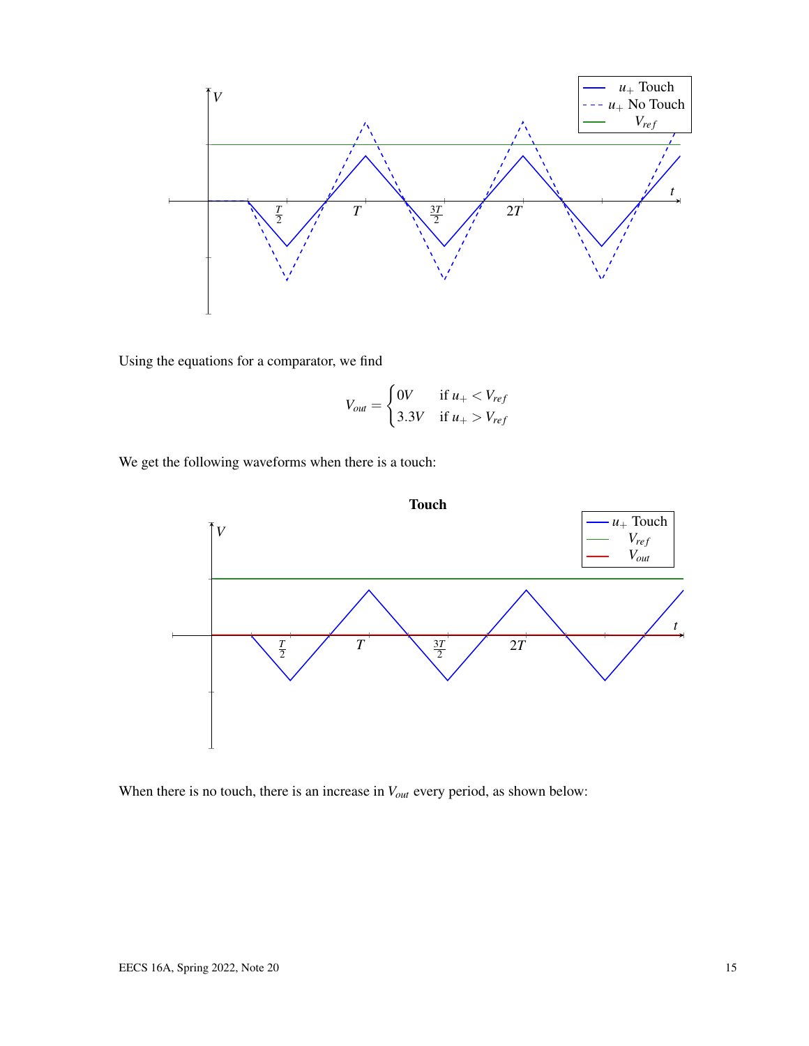Using the equations for a comparator, we find

$$V_{out} = \begin{cases} 0V & \text{if } u_+ < V_{ref} \\ 3.3V & \text{if } u_+ > V_{ref} \end{cases}$$

We get the following waveforms when there is a touch:

When there is no touch, there is an increase in $V_{out}$ every period, as shown below: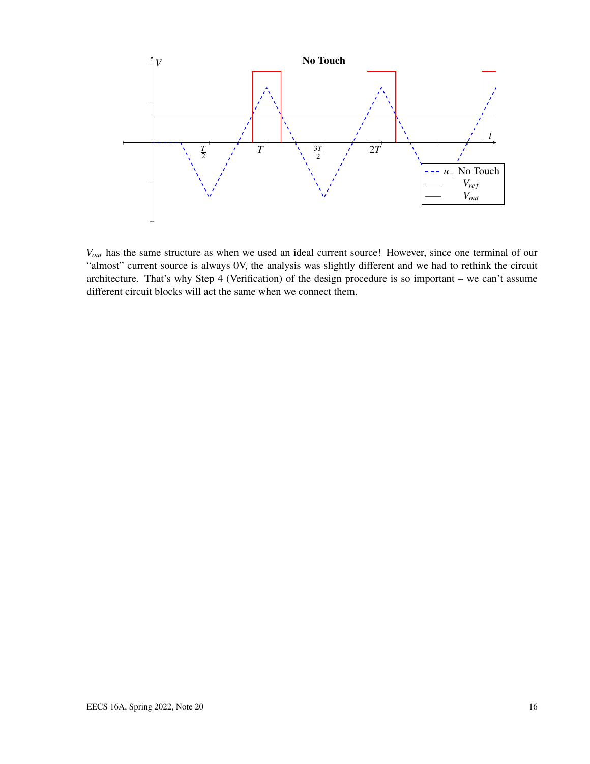No Touch

$V$

$t$

$\frac{T}{2}$

$T$

$\frac{3T}{2}$

$2T$

$u_+$ No Touch

$V_{ref}$

$V_{out}$

$V_{out}$ has the same structure as when we used an ideal current source! However, since one terminal of our "almost" current source is always 0V, the analysis was slightly different and we had to rethink the circuit architecture. That's why Step 4 (Verification) of the design procedure is so important – we can't assume different circuit blocks will act the same when we connect them.